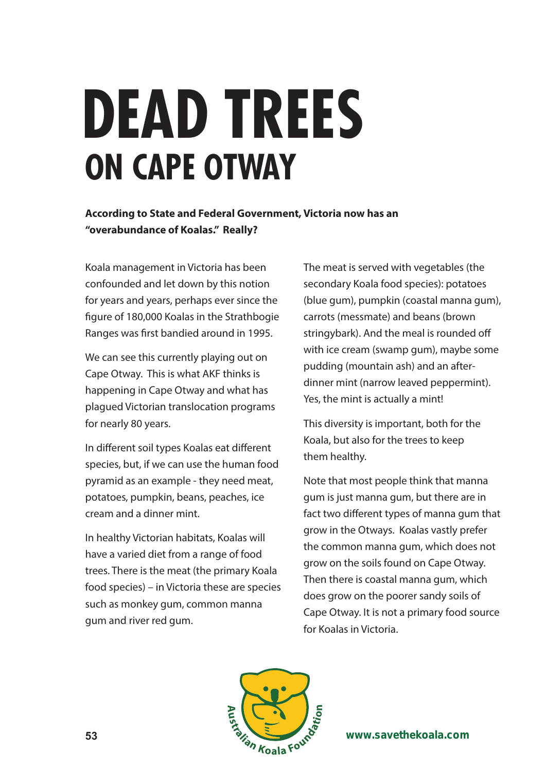# DEAD TREES
## ON CAPE OTWAY

**According to State and Federal Government, Victoria now has an "overabundance of Koalas." Really?**

Koala management in Victoria has been confounded and let down by this notion for years and years, perhaps ever since the figure of 180,000 Koalas in the Strathbogie Ranges was first bandied around in 1995.

We can see this currently playing out on Cape Otway. This is what AKF thinks is happening in Cape Otway and what has plagued Victorian translocation programs for nearly 80 years.

In different soil types Koalas eat different species, but, if we can use the human food pyramid as an example - they need meat, potatoes, pumpkin, beans, peaches, ice cream and a dinner mint.

In healthy Victorian habitats, Koalas will have a varied diet from a range of food trees. There is the meat (the primary Koala food species) – in Victoria these are species such as monkey gum, common manna gum and river red gum.

The meat is served with vegetables (the secondary Koala food species): potatoes (blue gum), pumpkin (coastal manna gum), carrots (messmate) and beans (brown stringybark). And the meal is rounded off with ice cream (swamp gum), maybe some pudding (mountain ash) and an after-dinner mint (narrow leaved peppermint). Yes, the mint is actually a mint!

This diversity is important, both for the Koala, but also for the trees to keep them healthy.

Note that most people think that manna gum is just manna gum, but there are in fact two different types of manna gum that grow in the Otways. Koalas vastly prefer the common manna gum, which does not grow on the soils found on Cape Otway. Then there is coastal manna gum, which does grow on the poorer sandy soils of Cape Otway. It is not a primary food source for Koalas in Victoria.

www.savethekoala.com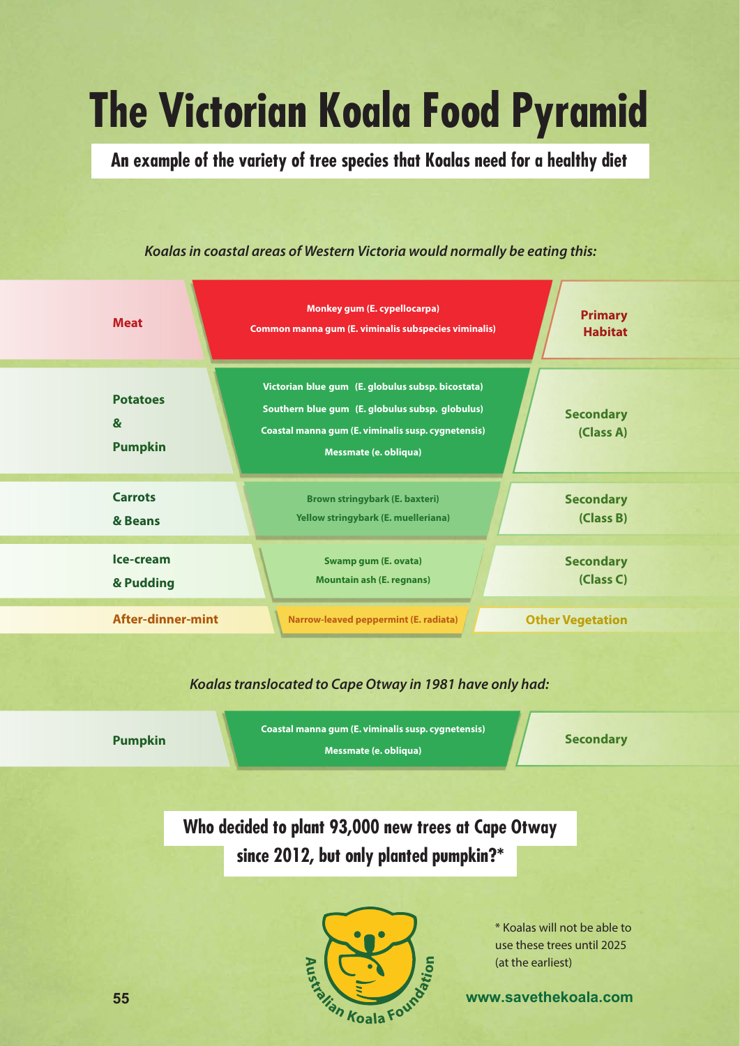# The Victorian Koala Food Pyramid

**An example of the variety of tree species that Koalas need for a healthy diet**

*Koalas in coastal areas of Western Victoria would normally be eating this:*

| Food | Tree species | Habitat |
| --- | --- | --- |
| Meat | Monkey gum (E. cypellocarpa)<br>Common manna gum (E. viminalis subspecies viminalis) | Primary Habitat |
| Potatoes & Pumpkin | Victorian blue gum (E. globulus subsp. bicostata)<br>Southern blue gum (E. globulus subsp. globulus)<br>Coastal manna gum (E. viminalis susp. cygnetensis)<br>Messmate (e. obliqua) | Secondary (Class A) |
| Carrots & Beans | Brown stringybark (E. baxteri)<br>Yellow stringybark (E. muelleriana) | Secondary (Class B) |
| Ice-cream & Pudding | Swamp gum (E. ovata)<br>Mountain ash (E. regnans) | Secondary (Class C) |
| After-dinner-mint | Narrow-leaved peppermint (E. radiata) | Other Vegetation |

*Koalas translocated to Cape Otway in 1981 have only had:*

| Food | Tree species | Habitat |
| --- | --- | --- |
| Pumpkin | Coastal manna gum (E. viminalis susp. cygnetensis)<br>Messmate (e. obliqua) | Secondary |

**Who decided to plant 93,000 new trees at Cape Otway since 2012, but only planted pumpkin?***

Australian Koala Foundation

* Koalas will not be able to use these trees until 2025 (at the earliest)

www.savethekoala.com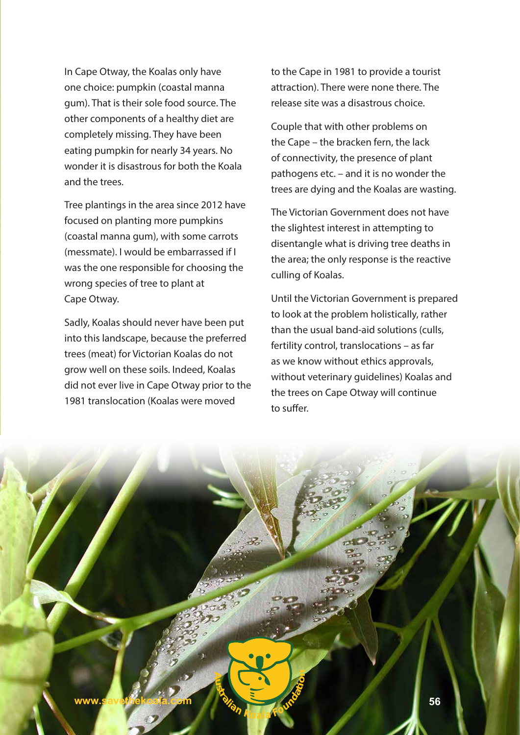In Cape Otway, the Koalas only have one choice: pumpkin (coastal manna gum). That is their sole food source. The other components of a healthy diet are completely missing. They have been eating pumpkin for nearly 34 years. No wonder it is disastrous for both the Koala and the trees.

Tree plantings in the area since 2012 have focused on planting more pumpkins (coastal manna gum), with some carrots (messmate). I would be embarrassed if I was the one responsible for choosing the wrong species of tree to plant at Cape Otway.

Sadly, Koalas should never have been put into this landscape, because the preferred trees (meat) for Victorian Koalas do not grow well on these soils. Indeed, Koalas did not ever live in Cape Otway prior to the 1981 translocation (Koalas were moved to the Cape in 1981 to provide a tourist attraction). There were none there. The release site was a disastrous choice.

Couple that with other problems on the Cape – the bracken fern, the lack of connectivity, the presence of plant pathogens etc. – and it is no wonder the trees are dying and the Koalas are wasting.

The Victorian Government does not have the slightest interest in attempting to disentangle what is driving tree deaths in the area; the only response is the reactive culling of Koalas.

Until the Victorian Government is prepared to look at the problem holistically, rather than the usual band-aid solutions (culls, fertility control, translocations – as far as we know without ethics approvals, without veterinary guidelines) Koalas and the trees on Cape Otway will continue to suffer.